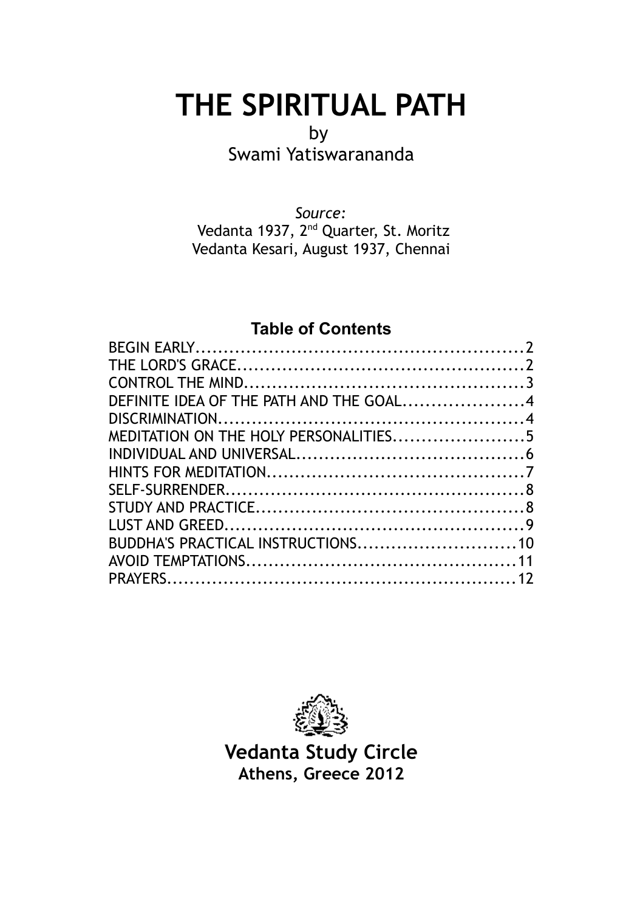# THE SPIRITUAL PATH

by

Swami Yatiswarananda

*Source:*

Vedanta 1937, 2nd Quarter, St. Moritz

Vedanta Kesari, August 1937, Chennai

## Table of Contents

BEGIN EARLY.........................................................2
THE LORD'S GRACE..................................................2
CONTROL THE MIND.................................................3
DEFINITE IDEA OF THE PATH AND THE GOAL.....................4
DISCRIMINATION.....................................................4
MEDITATION ON THE HOLY PERSONALITIES.......................5
INDIVIDUAL AND UNIVERSAL........................................6
HINTS FOR MEDITATION.............................................7
SELF-SURRENDER.....................................................8
STUDY AND PRACTICE...............................................8
LUST AND GREED.....................................................9
BUDDHA'S PRACTICAL INSTRUCTIONS...........................10
AVOID TEMPTATIONS................................................11
PRAYERS.............................................................12

**Vedanta Study Circle**

**Athens, Greece 2012**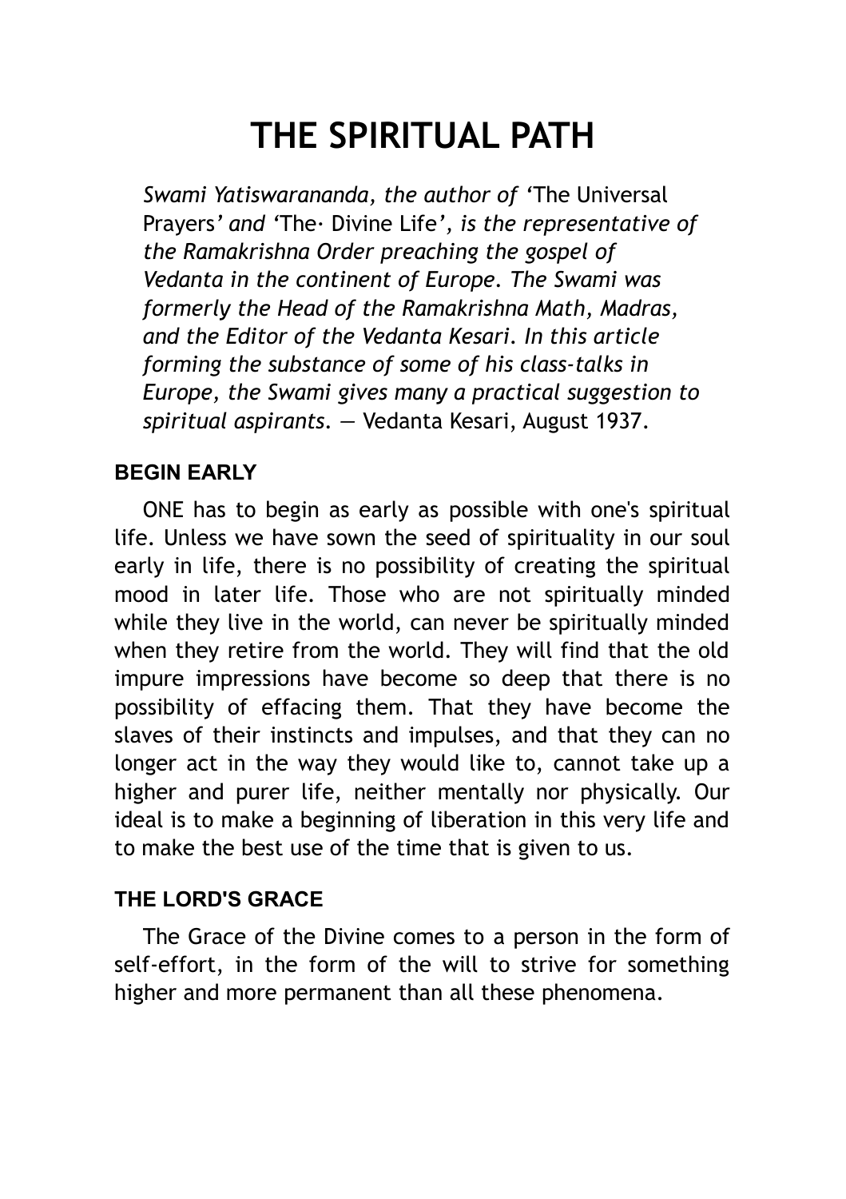# THE SPIRITUAL PATH

*Swami Yatiswarananda, the author of '*The Universal Prayers*' and '*The· Divine Life*', is the representative of the Ramakrishna Order preaching the gospel of Vedanta in the continent of Europe. The Swami was formerly the Head of the Ramakrishna Math, Madras, and the Editor of the Vedanta Kesari. In this article forming the substance of some of his class-talks in Europe, the Swami gives many a practical suggestion to spiritual aspirants.* — Vedanta Kesari, August 1937.

### BEGIN EARLY

ONE has to begin as early as possible with one's spiritual life. Unless we have sown the seed of spirituality in our soul early in life, there is no possibility of creating the spiritual mood in later life. Those who are not spiritually minded while they live in the world, can never be spiritually minded when they retire from the world. They will find that the old impure impressions have become so deep that there is no possibility of effacing them. That they have become the slaves of their instincts and impulses, and that they can no longer act in the way they would like to, cannot take up a higher and purer life, neither mentally nor physically. Our ideal is to make a beginning of liberation in this very life and to make the best use of the time that is given to us.

### THE LORD'S GRACE

The Grace of the Divine comes to a person in the form of self-effort, in the form of the will to strive for something higher and more permanent than all these phenomena.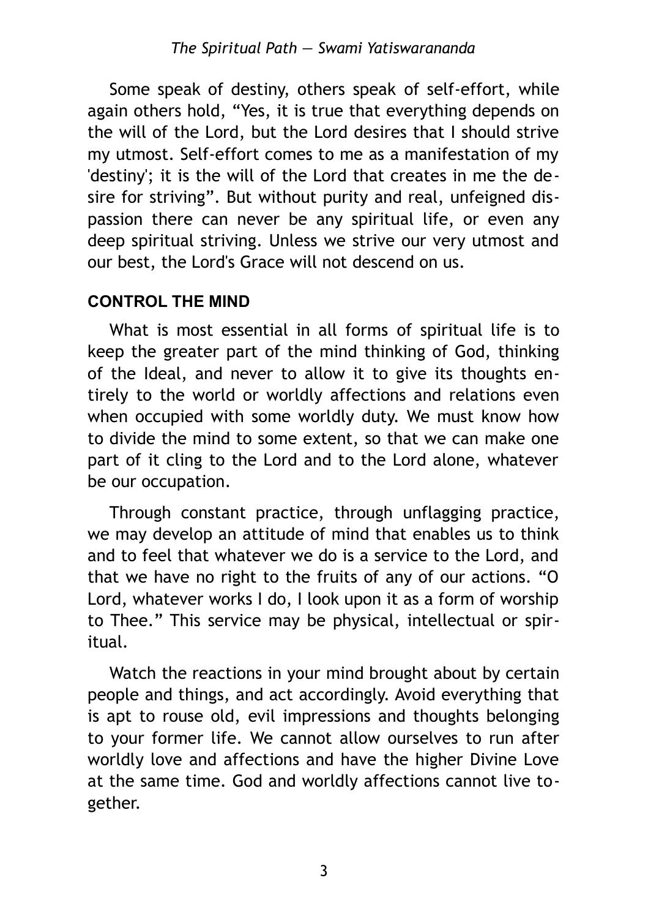Some speak of destiny, others speak of self-effort, while again others hold, "Yes, it is true that everything depends on the will of the Lord, but the Lord desires that I should strive my utmost. Self-effort comes to me as a manifestation of my 'destiny'; it is the will of the Lord that creates in me the desire for striving". But without purity and real, unfeigned dispassion there can never be any spiritual life, or even any deep spiritual striving. Unless we strive our very utmost and our best, the Lord's Grace will not descend on us.

## CONTROL THE MIND

What is most essential in all forms of spiritual life is to keep the greater part of the mind thinking of God, thinking of the Ideal, and never to allow it to give its thoughts entirely to the world or worldly affections and relations even when occupied with some worldly duty. We must know how to divide the mind to some extent, so that we can make one part of it cling to the Lord and to the Lord alone, whatever be our occupation.

Through constant practice, through unflagging practice, we may develop an attitude of mind that enables us to think and to feel that whatever we do is a service to the Lord, and that we have no right to the fruits of any of our actions. "O Lord, whatever works I do, I look upon it as a form of worship to Thee." This service may be physical, intellectual or spiritual.

Watch the reactions in your mind brought about by certain people and things, and act accordingly. Avoid everything that is apt to rouse old, evil impressions and thoughts belonging to your former life. We cannot allow ourselves to run after worldly love and affections and have the higher Divine Love at the same time. God and worldly affections cannot live together.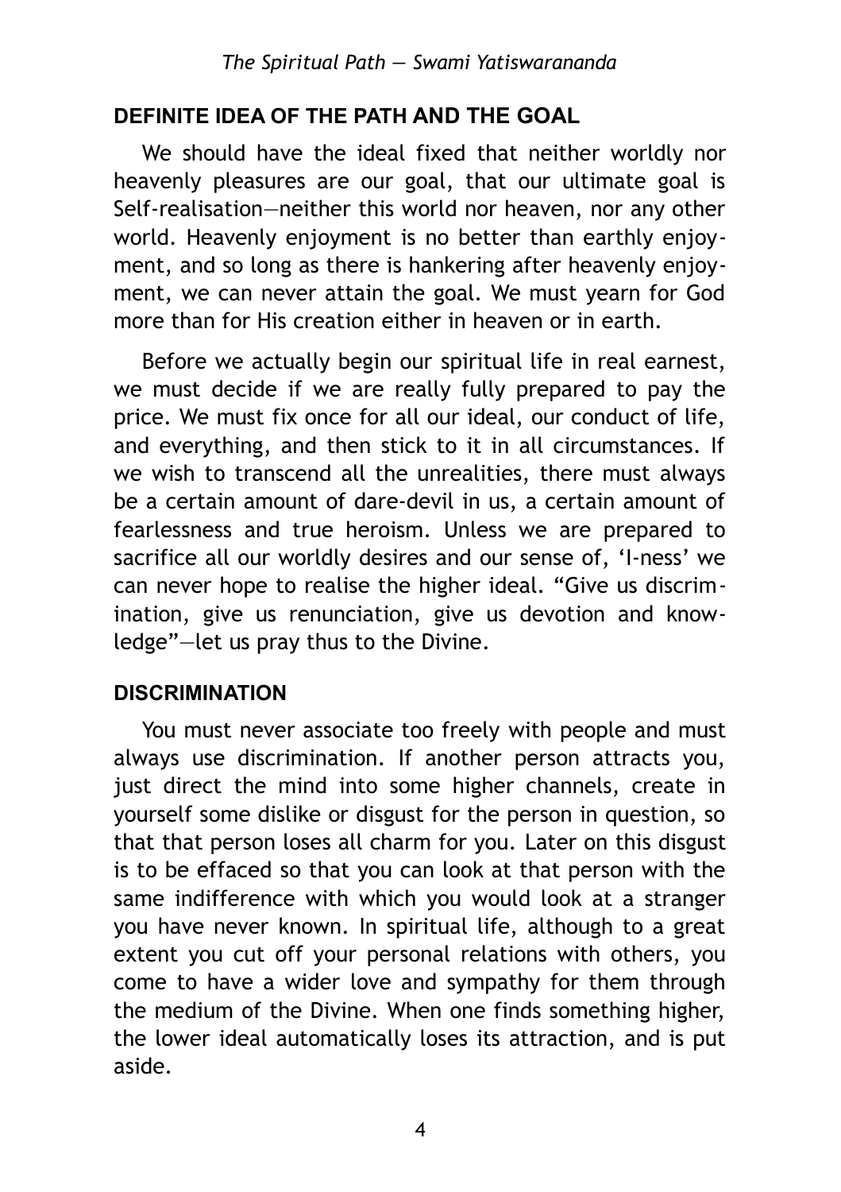## DEFINITE IDEA OF THE PATH AND THE GOAL

We should have the ideal fixed that neither worldly nor heavenly pleasures are our goal, that our ultimate goal is Self-realisation—neither this world nor heaven, nor any other world. Heavenly enjoyment is no better than earthly enjoyment, and so long as there is hankering after heavenly enjoyment, we can never attain the goal. We must yearn for God more than for His creation either in heaven or in earth.

Before we actually begin our spiritual life in real earnest, we must decide if we are really fully prepared to pay the price. We must fix once for all our ideal, our conduct of life, and everything, and then stick to it in all circumstances. If we wish to transcend all the unrealities, there must always be a certain amount of dare-devil in us, a certain amount of fearlessness and true heroism. Unless we are prepared to sacrifice all our worldly desires and our sense of, 'I-ness' we can never hope to realise the higher ideal. "Give us discrimination, give us renunciation, give us devotion and knowledge"—let us pray thus to the Divine.

## DISCRIMINATION

You must never associate too freely with people and must always use discrimination. If another person attracts you, just direct the mind into some higher channels, create in yourself some dislike or disgust for the person in question, so that that person loses all charm for you. Later on this disgust is to be effaced so that you can look at that person with the same indifference with which you would look at a stranger you have never known. In spiritual life, although to a great extent you cut off your personal relations with others, you come to have a wider love and sympathy for them through the medium of the Divine. When one finds something higher, the lower ideal automatically loses its attraction, and is put aside.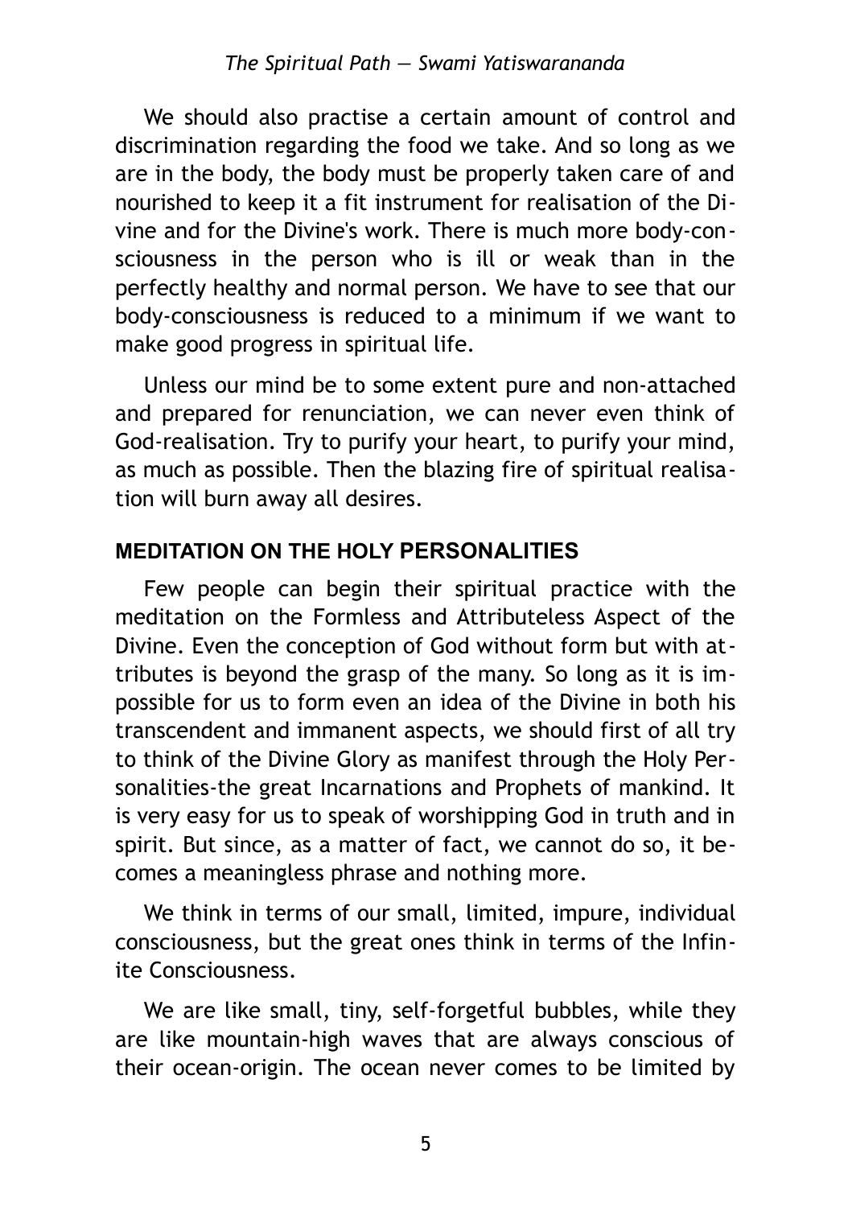We should also practise a certain amount of control and discrimination regarding the food we take. And so long as we are in the body, the body must be properly taken care of and nourished to keep it a fit instrument for realisation of the Divine and for the Divine's work. There is much more body-consciousness in the person who is ill or weak than in the perfectly healthy and normal person. We have to see that our body-consciousness is reduced to a minimum if we want to make good progress in spiritual life.

Unless our mind be to some extent pure and non-attached and prepared for renunciation, we can never even think of God-realisation. Try to purify your heart, to purify your mind, as much as possible. Then the blazing fire of spiritual realisation will burn away all desires.

## MEDITATION ON THE HOLY PERSONALITIES

Few people can begin their spiritual practice with the meditation on the Formless and Attributeless Aspect of the Divine. Even the conception of God without form but with attributes is beyond the grasp of the many. So long as it is impossible for us to form even an idea of the Divine in both his transcendent and immanent aspects, we should first of all try to think of the Divine Glory as manifest through the Holy Personalities-the great Incarnations and Prophets of mankind. It is very easy for us to speak of worshipping God in truth and in spirit. But since, as a matter of fact, we cannot do so, it becomes a meaningless phrase and nothing more.

We think in terms of our small, limited, impure, individual consciousness, but the great ones think in terms of the Infinite Consciousness.

We are like small, tiny, self-forgetful bubbles, while they are like mountain-high waves that are always conscious of their ocean-origin. The ocean never comes to be limited by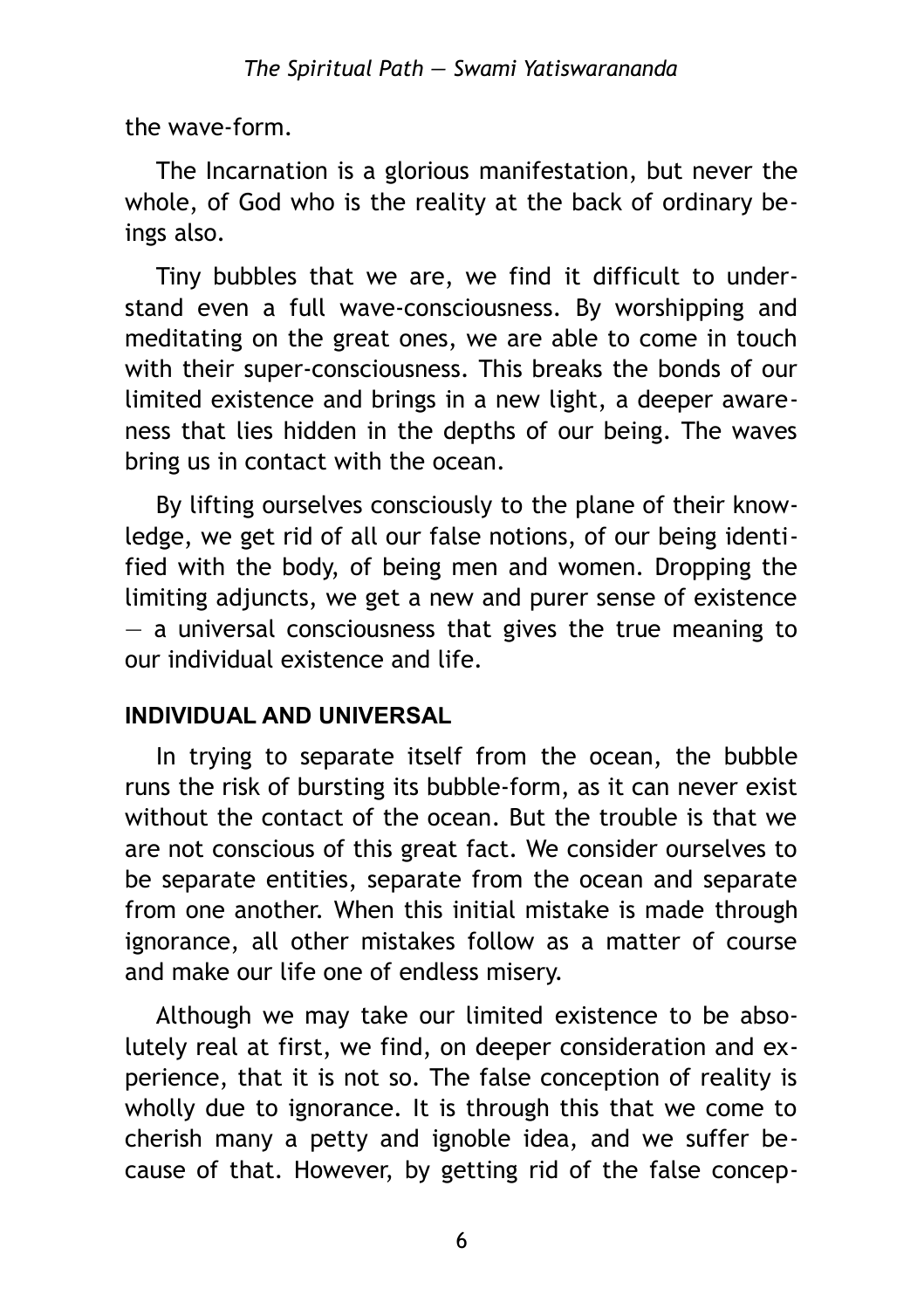the wave-form.

The Incarnation is a glorious manifestation, but never the whole, of God who is the reality at the back of ordinary beings also.

Tiny bubbles that we are, we find it difficult to understand even a full wave-consciousness. By worshipping and meditating on the great ones, we are able to come in touch with their super-consciousness. This breaks the bonds of our limited existence and brings in a new light, a deeper awareness that lies hidden in the depths of our being. The waves bring us in contact with the ocean.

By lifting ourselves consciously to the plane of their knowledge, we get rid of all our false notions, of our being identified with the body, of being men and women. Dropping the limiting adjuncts, we get a new and purer sense of existence — a universal consciousness that gives the true meaning to our individual existence and life.

## INDIVIDUAL AND UNIVERSAL

In trying to separate itself from the ocean, the bubble runs the risk of bursting its bubble-form, as it can never exist without the contact of the ocean. But the trouble is that we are not conscious of this great fact. We consider ourselves to be separate entities, separate from the ocean and separate from one another. When this initial mistake is made through ignorance, all other mistakes follow as a matter of course and make our life one of endless misery.

Although we may take our limited existence to be absolutely real at first, we find, on deeper consideration and experience, that it is not so. The false conception of reality is wholly due to ignorance. It is through this that we come to cherish many a petty and ignoble idea, and we suffer because of that. However, by getting rid of the false concep-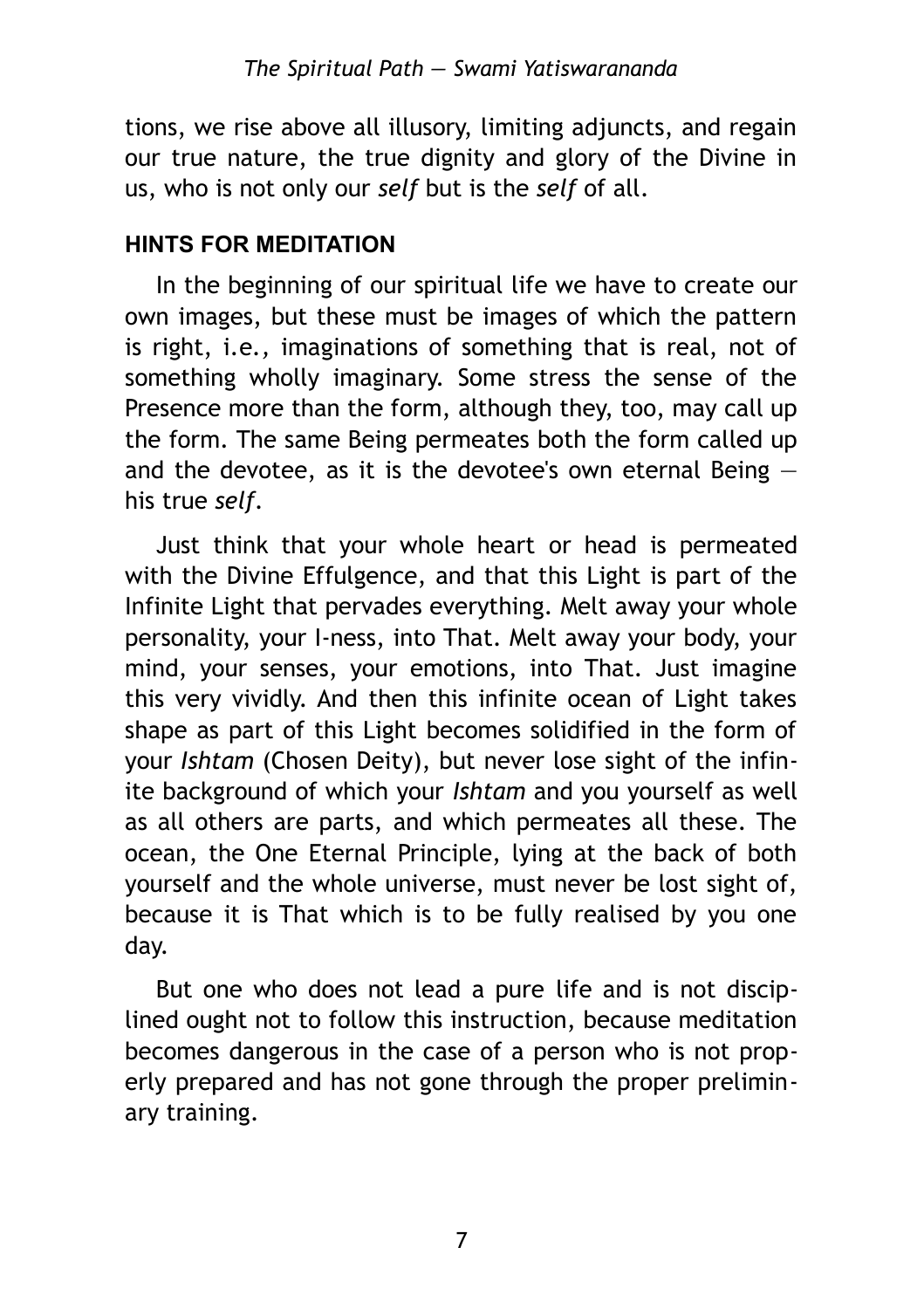tions, we rise above all illusory, limiting adjuncts, and regain our true nature, the true dignity and glory of the Divine in us, who is not only our *self* but is the *self* of all.

## HINTS FOR MEDITATION

In the beginning of our spiritual life we have to create our own images, but these must be images of which the pattern is right, i.e., imaginations of something that is real, not of something wholly imaginary. Some stress the sense of the Presence more than the form, although they, too, may call up the form. The same Being permeates both the form called up and the devotee, as it is the devotee's own eternal Being — his true *self*.

Just think that your whole heart or head is permeated with the Divine Effulgence, and that this Light is part of the Infinite Light that pervades everything. Melt away your whole personality, your I-ness, into That. Melt away your body, your mind, your senses, your emotions, into That. Just imagine this very vividly. And then this infinite ocean of Light takes shape as part of this Light becomes solidified in the form of your *Ishtam* (Chosen Deity), but never lose sight of the infinite background of which your *Ishtam* and you yourself as well as all others are parts, and which permeates all these. The ocean, the One Eternal Principle, lying at the back of both yourself and the whole universe, must never be lost sight of, because it is That which is to be fully realised by you one day.

But one who does not lead a pure life and is not disciplined ought not to follow this instruction, because meditation becomes dangerous in the case of a person who is not properly prepared and has not gone through the proper preliminary training.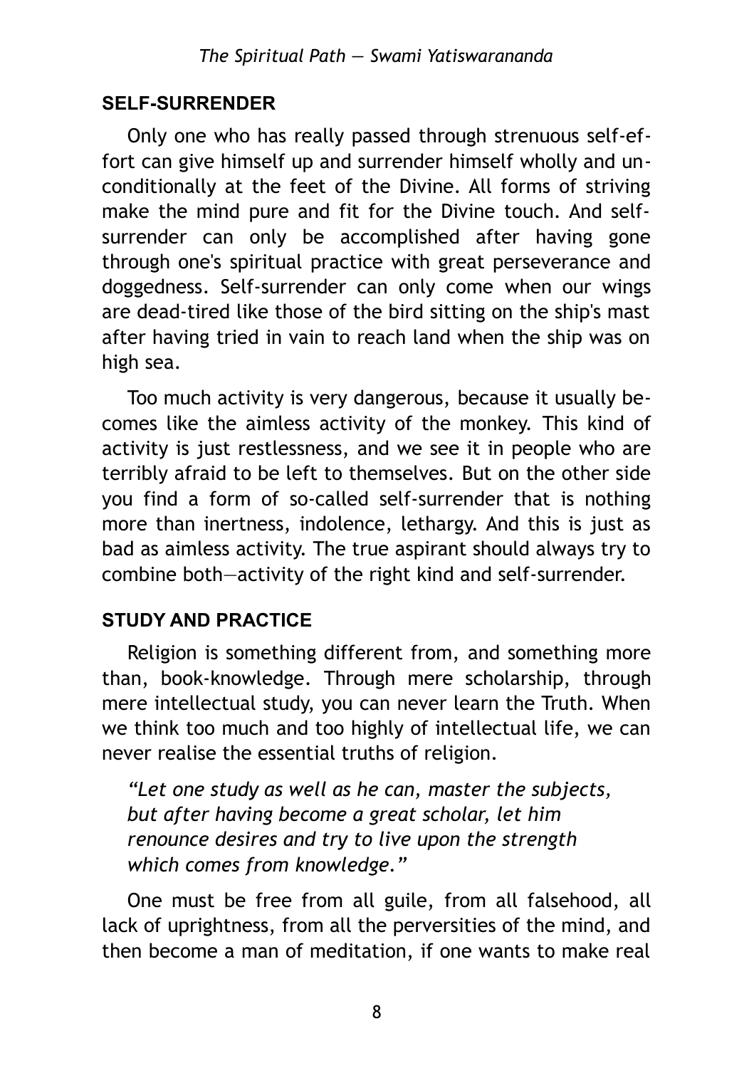## SELF-SURRENDER

Only one who has really passed through strenuous self-effort can give himself up and surrender himself wholly and unconditionally at the feet of the Divine. All forms of striving make the mind pure and fit for the Divine touch. And self-surrender can only be accomplished after having gone through one's spiritual practice with great perseverance and doggedness. Self-surrender can only come when our wings are dead-tired like those of the bird sitting on the ship's mast after having tried in vain to reach land when the ship was on high sea.

Too much activity is very dangerous, because it usually becomes like the aimless activity of the monkey. This kind of activity is just restlessness, and we see it in people who are terribly afraid to be left to themselves. But on the other side you find a form of so-called self-surrender that is nothing more than inertness, indolence, lethargy. And this is just as bad as aimless activity. The true aspirant should always try to combine both—activity of the right kind and self-surrender.

## STUDY AND PRACTICE

Religion is something different from, and something more than, book-knowledge. Through mere scholarship, through mere intellectual study, you can never learn the Truth. When we think too much and too highly of intellectual life, we can never realise the essential truths of religion.

> *"Let one study as well as he can, master the subjects, but after having become a great scholar, let him renounce desires and try to live upon the strength which comes from knowledge."*

One must be free from all guile, from all falsehood, all lack of uprightness, from all the perversities of the mind, and then become a man of meditation, if one wants to make real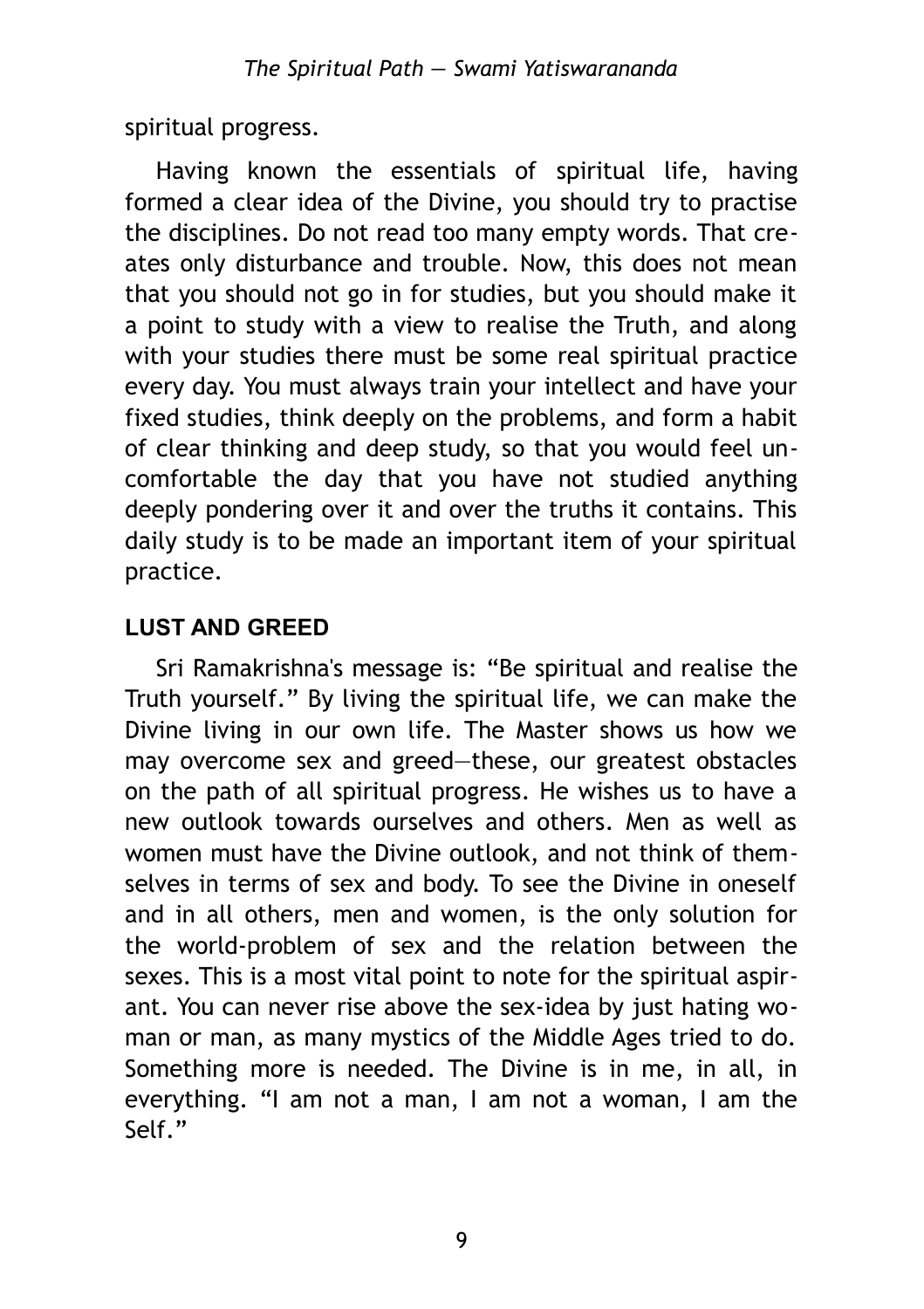spiritual progress.

Having known the essentials of spiritual life, having formed a clear idea of the Divine, you should try to practise the disciplines. Do not read too many empty words. That creates only disturbance and trouble. Now, this does not mean that you should not go in for studies, but you should make it a point to study with a view to realise the Truth, and along with your studies there must be some real spiritual practice every day. You must always train your intellect and have your fixed studies, think deeply on the problems, and form a habit of clear thinking and deep study, so that you would feel uncomfortable the day that you have not studied anything deeply pondering over it and over the truths it contains. This daily study is to be made an important item of your spiritual practice.

## LUST AND GREED

Sri Ramakrishna's message is: "Be spiritual and realise the Truth yourself." By living the spiritual life, we can make the Divine living in our own life. The Master shows us how we may overcome sex and greed—these, our greatest obstacles on the path of all spiritual progress. He wishes us to have a new outlook towards ourselves and others. Men as well as women must have the Divine outlook, and not think of themselves in terms of sex and body. To see the Divine in oneself and in all others, men and women, is the only solution for the world-problem of sex and the relation between the sexes. This is a most vital point to note for the spiritual aspirant. You can never rise above the sex-idea by just hating woman or man, as many mystics of the Middle Ages tried to do. Something more is needed. The Divine is in me, in all, in everything. "I am not a man, I am not a woman, I am the Self."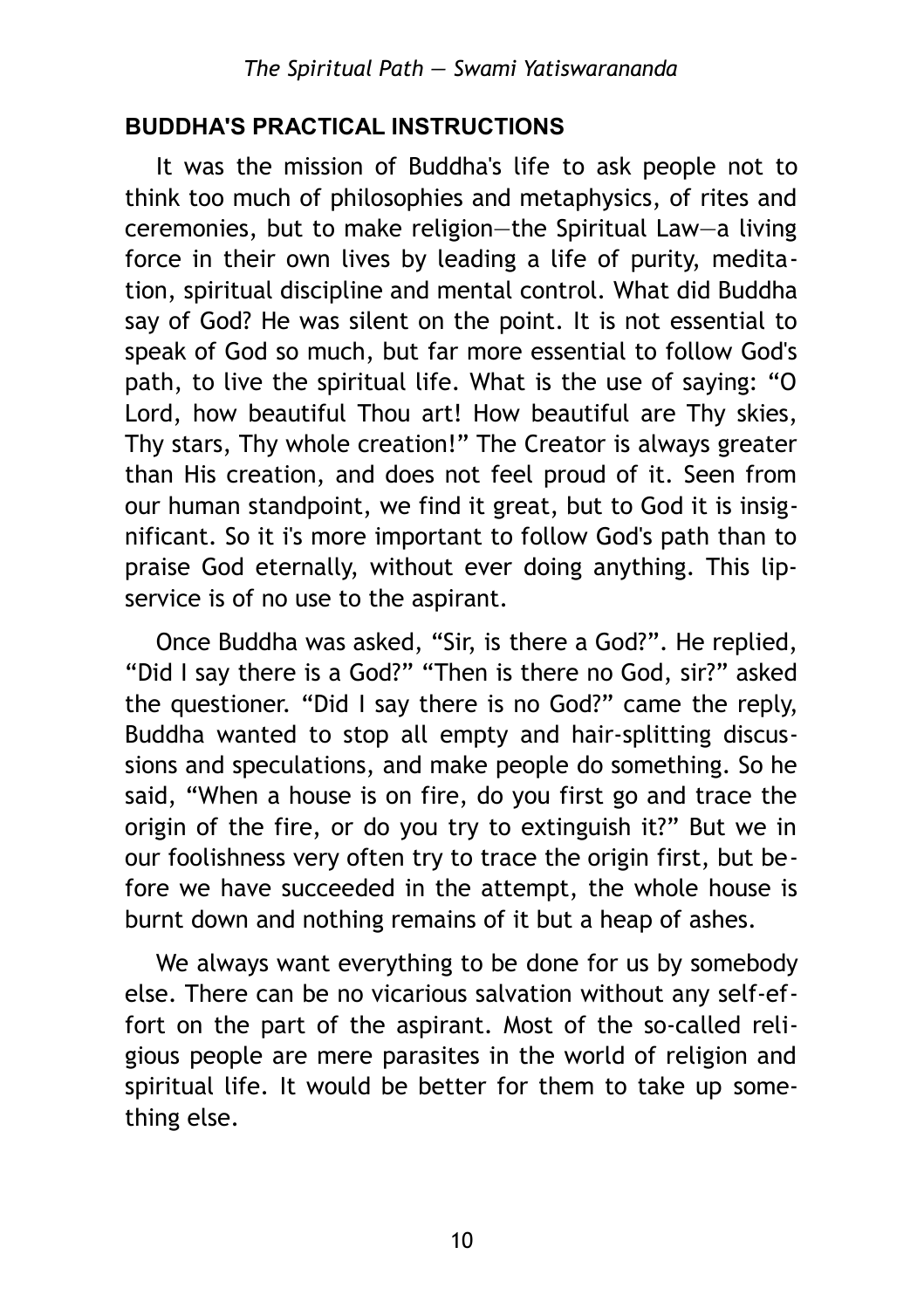## BUDDHA'S PRACTICAL INSTRUCTIONS

It was the mission of Buddha's life to ask people not to think too much of philosophies and metaphysics, of rites and ceremonies, but to make religion—the Spiritual Law—a living force in their own lives by leading a life of purity, meditation, spiritual discipline and mental control. What did Buddha say of God? He was silent on the point. It is not essential to speak of God so much, but far more essential to follow God's path, to live the spiritual life. What is the use of saying: "O Lord, how beautiful Thou art! How beautiful are Thy skies, Thy stars, Thy whole creation!" The Creator is always greater than His creation, and does not feel proud of it. Seen from our human standpoint, we find it great, but to God it is insignificant. So it i's more important to follow God's path than to praise God eternally, without ever doing anything. This lip-service is of no use to the aspirant.

Once Buddha was asked, "Sir, is there a God?". He replied, "Did I say there is a God?" "Then is there no God, sir?" asked the questioner. "Did I say there is no God?" came the reply, Buddha wanted to stop all empty and hair-splitting discussions and speculations, and make people do something. So he said, "When a house is on fire, do you first go and trace the origin of the fire, or do you try to extinguish it?" But we in our foolishness very often try to trace the origin first, but before we have succeeded in the attempt, the whole house is burnt down and nothing remains of it but a heap of ashes.

We always want everything to be done for us by somebody else. There can be no vicarious salvation without any self-effort on the part of the aspirant. Most of the so-called religious people are mere parasites in the world of religion and spiritual life. It would be better for them to take up something else.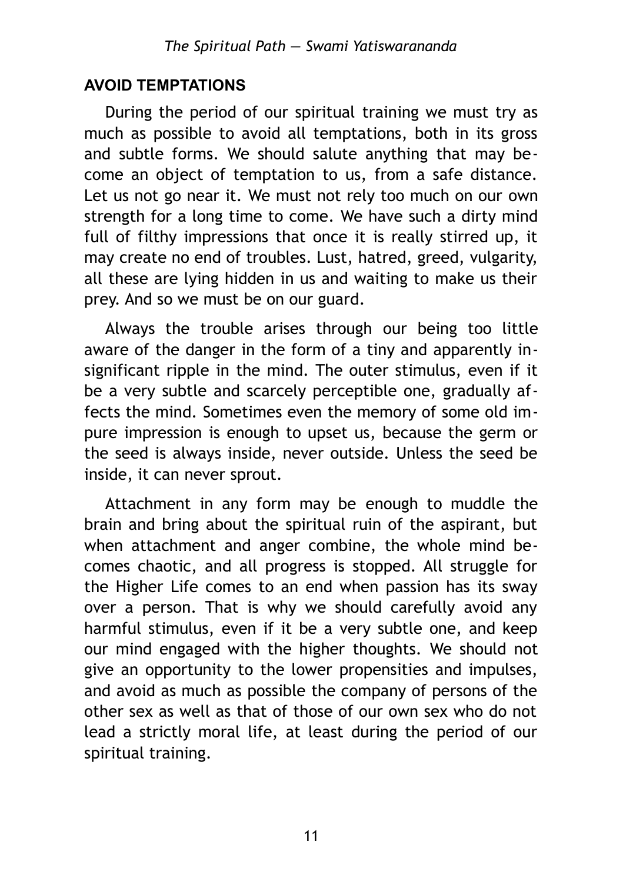## AVOID TEMPTATIONS

During the period of our spiritual training we must try as much as possible to avoid all temptations, both in its gross and subtle forms. We should salute anything that may become an object of temptation to us, from a safe distance. Let us not go near it. We must not rely too much on our own strength for a long time to come. We have such a dirty mind full of filthy impressions that once it is really stirred up, it may create no end of troubles. Lust, hatred, greed, vulgarity, all these are lying hidden in us and waiting to make us their prey. And so we must be on our guard.

Always the trouble arises through our being too little aware of the danger in the form of a tiny and apparently insignificant ripple in the mind. The outer stimulus, even if it be a very subtle and scarcely perceptible one, gradually affects the mind. Sometimes even the memory of some old impure impression is enough to upset us, because the germ or the seed is always inside, never outside. Unless the seed be inside, it can never sprout.

Attachment in any form may be enough to muddle the brain and bring about the spiritual ruin of the aspirant, but when attachment and anger combine, the whole mind becomes chaotic, and all progress is stopped. All struggle for the Higher Life comes to an end when passion has its sway over a person. That is why we should carefully avoid any harmful stimulus, even if it be a very subtle one, and keep our mind engaged with the higher thoughts. We should not give an opportunity to the lower propensities and impulses, and avoid as much as possible the company of persons of the other sex as well as that of those of our own sex who do not lead a strictly moral life, at least during the period of our spiritual training.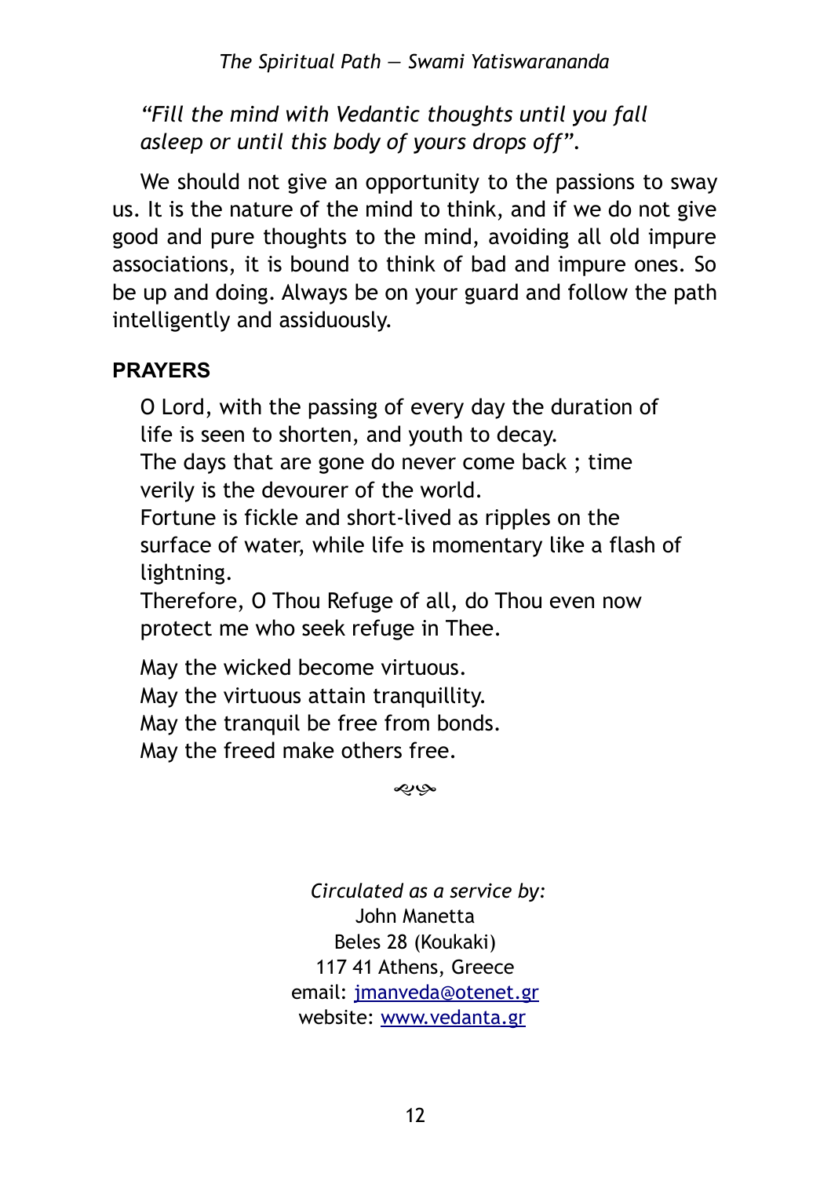*"Fill the mind with Vedantic thoughts until you fall asleep or until this body of yours drops off".*

We should not give an opportunity to the passions to sway us. It is the nature of the mind to think, and if we do not give good and pure thoughts to the mind, avoiding all old impure associations, it is bound to think of bad and impure ones. So be up and doing. Always be on your guard and follow the path intelligently and assiduously.

## PRAYERS

O Lord, with the passing of every day the duration of life is seen to shorten, and youth to decay.
The days that are gone do never come back ; time verily is the devourer of the world.
Fortune is fickle and short-lived as ripples on the surface of water, while life is momentary like a flash of lightning.
Therefore, O Thou Refuge of all, do Thou even now protect me who seek refuge in Thee.

May the wicked become virtuous.
May the virtuous attain tranquillity.
May the tranquil be free from bonds.
May the freed make others free.

*Circulated as a service by:*
John Manetta
Beles 28 (Koukaki)
117 41 Athens, Greece
email: jmanveda@otenet.gr
website: www.vedanta.gr